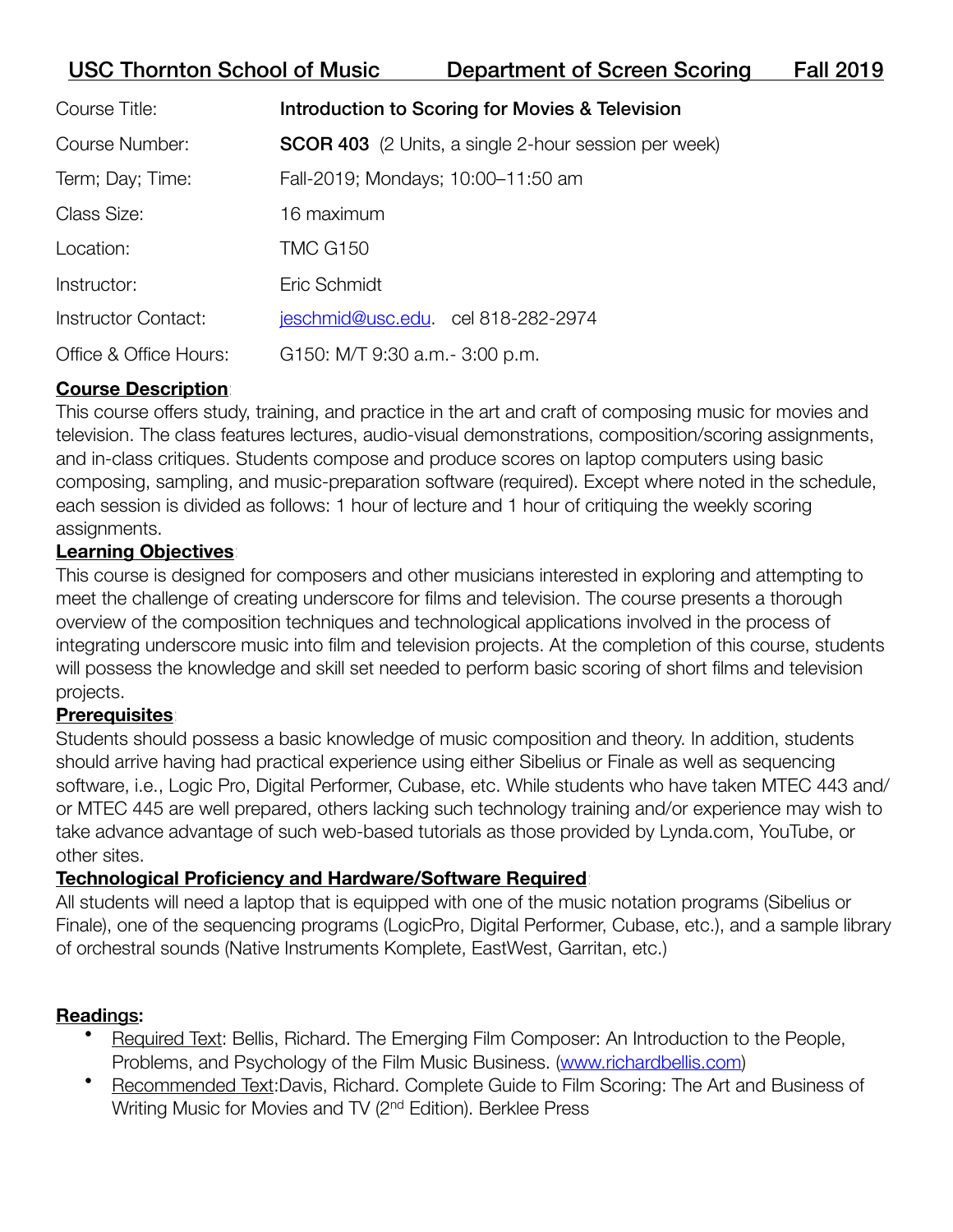# USC Thornton School of Music — Department of Screen Scoring — Fall 2019

| | |
|---|---|
| Course Title: | **Introduction to Scoring for Movies & Television** |
| Course Number: | **SCOR 403** (2 Units, a single 2-hour session per week) |
| Term; Day; Time: | Fall-2019; Mondays; 10:00–11:50 am |
| Class Size: | 16 maximum |
| Location: | TMC G150 |
| Instructor: | Eric Schmidt |
| Instructor Contact: | jeschmid@usc.edu. cel 818-282-2974 |
| Office & Office Hours: | G150: M/T 9:30 a.m.- 3:00 p.m. |

**Course Description**:
This course offers study, training, and practice in the art and craft of composing music for movies and television. The class features lectures, audio-visual demonstrations, composition/scoring assignments, and in-class critiques. Students compose and produce scores on laptop computers using basic composing, sampling, and music-preparation software (required). Except where noted in the schedule, each session is divided as follows: 1 hour of lecture and 1 hour of critiquing the weekly scoring assignments.

**Learning Objectives**:
This course is designed for composers and other musicians interested in exploring and attempting to meet the challenge of creating underscore for films and television. The course presents a thorough overview of the composition techniques and technological applications involved in the process of integrating underscore music into film and television projects. At the completion of this course, students will possess the knowledge and skill set needed to perform basic scoring of short films and television projects.

**Prerequisites**:
Students should possess a basic knowledge of music composition and theory. In addition, students should arrive having had practical experience using either Sibelius or Finale as well as sequencing software, i.e., Logic Pro, Digital Performer, Cubase, etc. While students who have taken MTEC 443 and/or MTEC 445 are well prepared, others lacking such technology training and/or experience may wish to take advance advantage of such web-based tutorials as those provided by Lynda.com, YouTube, or other sites.

**Technological Proficiency and Hardware/Software Required**:
All students will need a laptop that is equipped with one of the music notation programs (Sibelius or Finale), one of the sequencing programs (LogicPro, Digital Performer, Cubase, etc.), and a sample library of orchestral sounds (Native Instruments Komplete, EastWest, Garritan, etc.)

**Readings:**

- Required Text: Bellis, Richard. The Emerging Film Composer: An Introduction to the People, Problems, and Psychology of the Film Music Business. (www.richardbellis.com)
- Recommended Text: Davis, Richard. Complete Guide to Film Scoring: The Art and Business of Writing Music for Movies and TV (2nd Edition). Berklee Press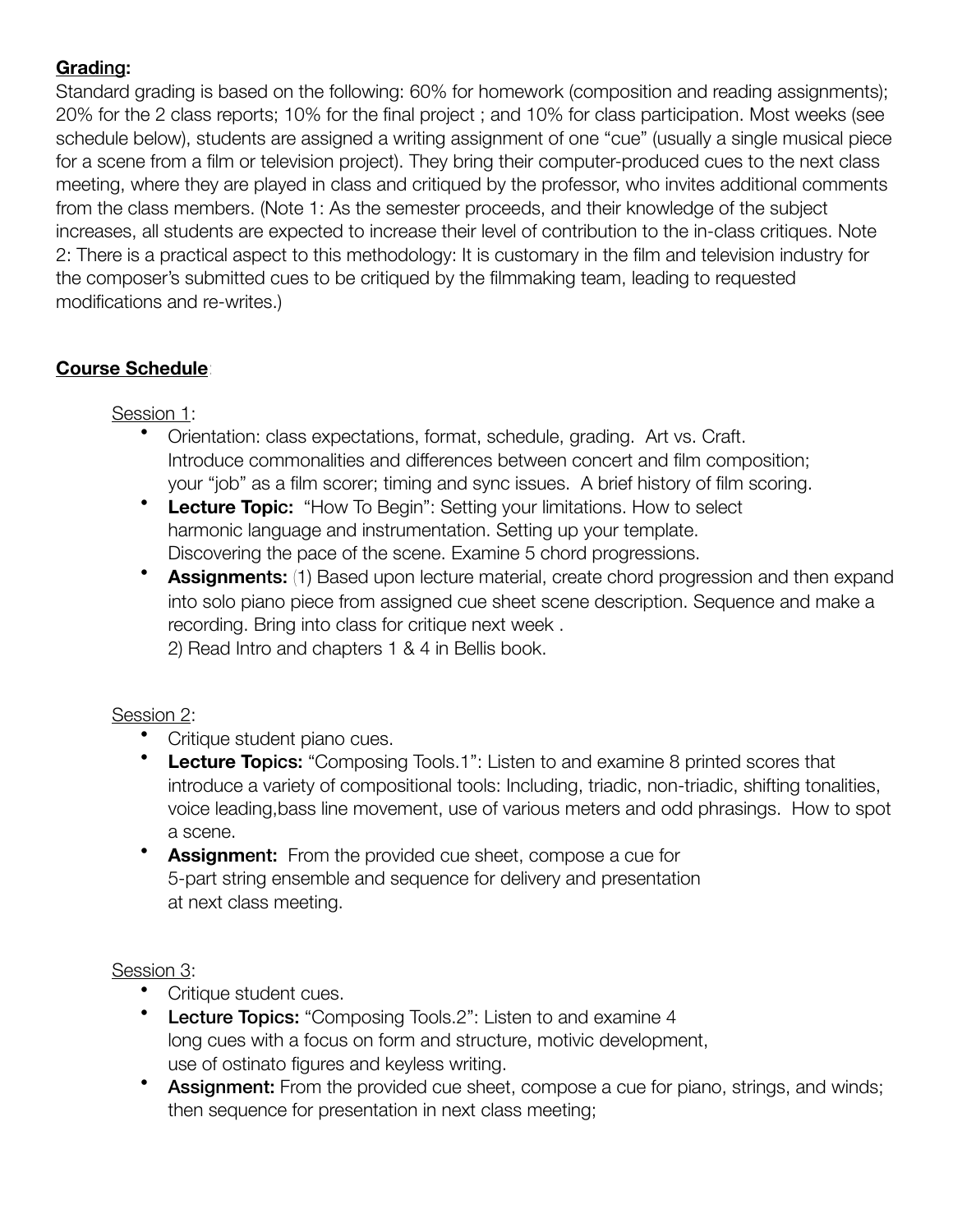**Grading:**

Standard grading is based on the following: 60% for homework (composition and reading assignments); 20% for the 2 class reports; 10% for the final project ; and 10% for class participation. Most weeks (see schedule below), students are assigned a writing assignment of one "cue" (usually a single musical piece for a scene from a film or television project). They bring their computer-produced cues to the next class meeting, where they are played in class and critiqued by the professor, who invites additional comments from the class members. (Note 1: As the semester proceeds, and their knowledge of the subject increases, all students are expected to increase their level of contribution to the in-class critiques. Note 2: There is a practical aspect to this methodology: It is customary in the film and television industry for the composer's submitted cues to be critiqued by the filmmaking team, leading to requested modifications and re-writes.)

**Course Schedule**:

Session 1:

- Orientation: class expectations, format, schedule, grading. Art vs. Craft. Introduce commonalities and differences between concert and film composition; your "job" as a film scorer; timing and sync issues. A brief history of film scoring.
- **Lecture Topic:** "How To Begin": Setting your limitations. How to select harmonic language and instrumentation. Setting up your template. Discovering the pace of the scene. Examine 5 chord progressions.
- **Assignments:** (1) Based upon lecture material, create chord progression and then expand into solo piano piece from assigned cue sheet scene description. Sequence and make a recording. Bring into class for critique next week .
  2) Read Intro and chapters 1 & 4 in Bellis book.

Session 2:

- Critique student piano cues.
- **Lecture Topics:** "Composing Tools.1": Listen to and examine 8 printed scores that introduce a variety of compositional tools: Including, triadic, non-triadic, shifting tonalities, voice leading,bass line movement, use of various meters and odd phrasings. How to spot a scene.
- **Assignment:** From the provided cue sheet, compose a cue for 5-part string ensemble and sequence for delivery and presentation at next class meeting.

Session 3:

- Critique student cues.
- **Lecture Topics:** "Composing Tools.2": Listen to and examine 4 long cues with a focus on form and structure, motivic development, use of ostinato figures and keyless writing.
- **Assignment:** From the provided cue sheet, compose a cue for piano, strings, and winds; then sequence for presentation in next class meeting;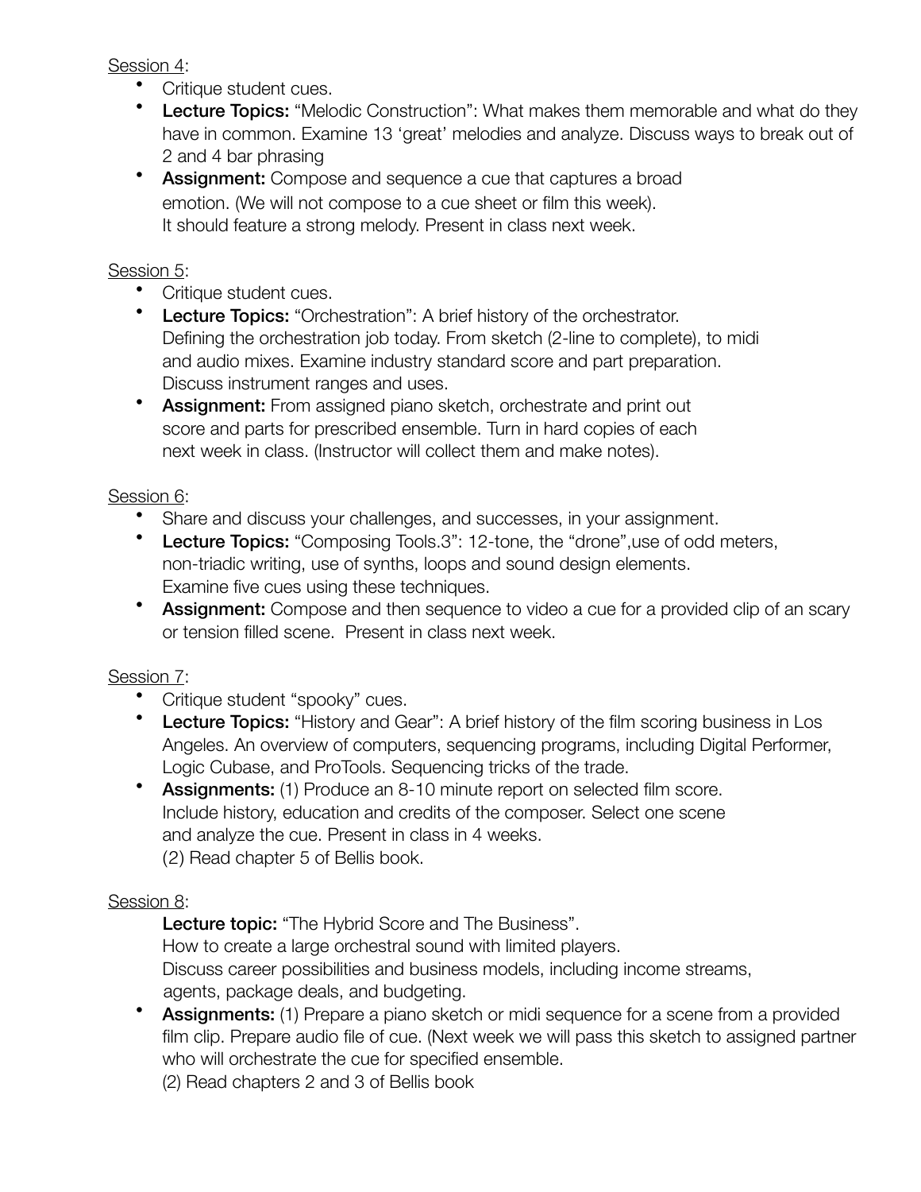<u>Session 4</u>:

- Critique student cues.
- **Lecture Topics:** "Melodic Construction": What makes them memorable and what do they have in common. Examine 13 'great' melodies and analyze. Discuss ways to break out of 2 and 4 bar phrasing
- **Assignment:** Compose and sequence a cue that captures a broad emotion. (We will not compose to a cue sheet or film this week). It should feature a strong melody. Present in class next week.

<u>Session 5</u>:

- Critique student cues.
- **Lecture Topics:** "Orchestration": A brief history of the orchestrator. Defining the orchestration job today. From sketch (2-line to complete), to midi and audio mixes. Examine industry standard score and part preparation. Discuss instrument ranges and uses.
- **Assignment:** From assigned piano sketch, orchestrate and print out score and parts for prescribed ensemble. Turn in hard copies of each next week in class. (Instructor will collect them and make notes).

<u>Session 6</u>:

- Share and discuss your challenges, and successes, in your assignment.
- **Lecture Topics:** "Composing Tools.3": 12-tone, the "drone",use of odd meters, non-triadic writing, use of synths, loops and sound design elements. Examine five cues using these techniques.
- **Assignment:** Compose and then sequence to video a cue for a provided clip of an scary or tension filled scene. Present in class next week.

<u>Session 7</u>:

- Critique student "spooky" cues.
- **Lecture Topics:** "History and Gear": A brief history of the film scoring business in Los Angeles. An overview of computers, sequencing programs, including Digital Performer, Logic Cubase, and ProTools. Sequencing tricks of the trade.
- **Assignments:** (1) Produce an 8-10 minute report on selected film score. Include history, education and credits of the composer. Select one scene and analyze the cue. Present in class in 4 weeks.
  (2) Read chapter 5 of Bellis book.

<u>Session 8</u>:

**Lecture topic:** "The Hybrid Score and The Business".
How to create a large orchestral sound with limited players.
Discuss career possibilities and business models, including income streams, agents, package deals, and budgeting.

- **Assignments:** (1) Prepare a piano sketch or midi sequence for a scene from a provided film clip. Prepare audio file of cue. (Next week we will pass this sketch to assigned partner who will orchestrate the cue for specified ensemble.
  (2) Read chapters 2 and 3 of Bellis book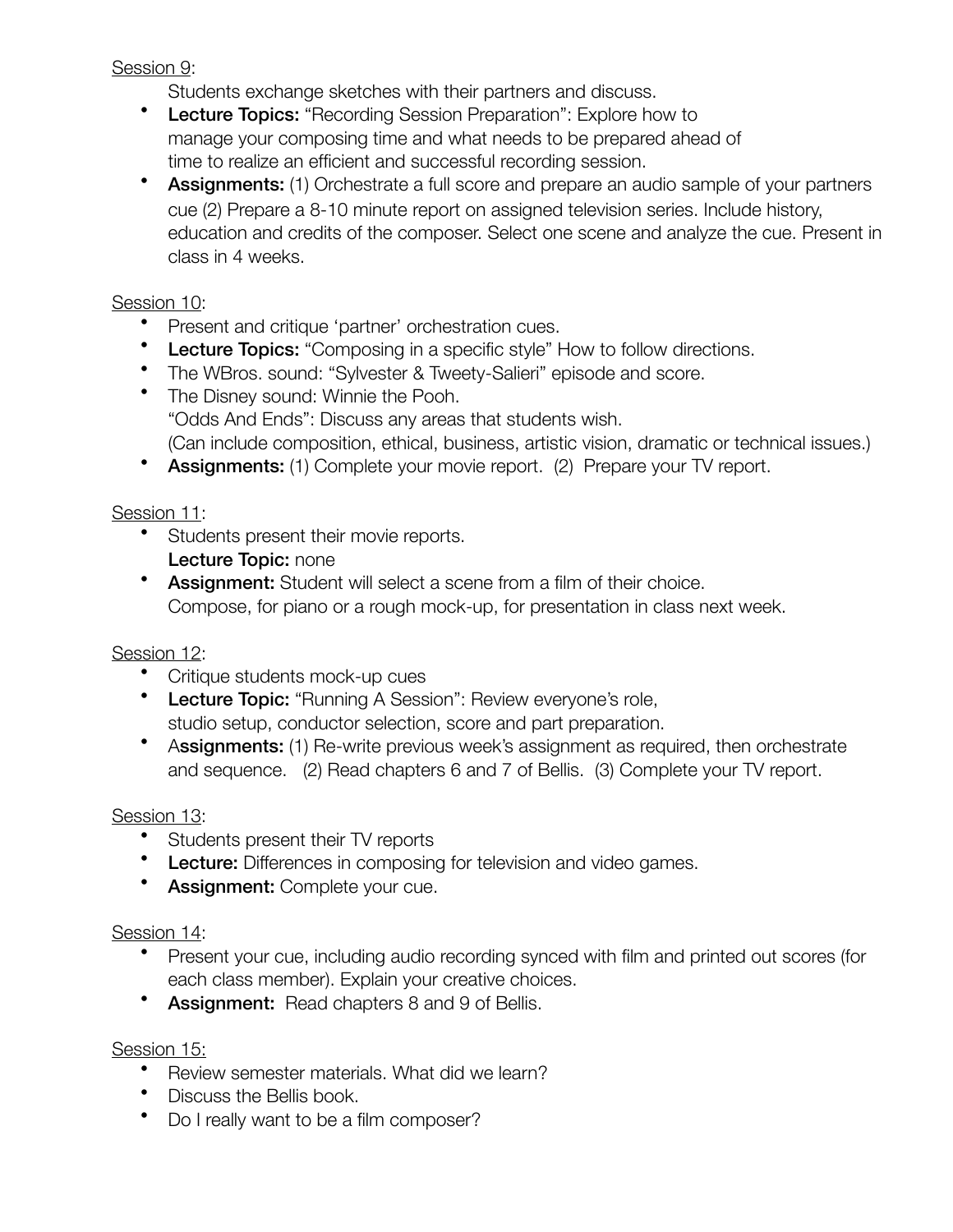Session 9:

Students exchange sketches with their partners and discuss.

- **Lecture Topics:** "Recording Session Preparation": Explore how to manage your composing time and what needs to be prepared ahead of time to realize an efficient and successful recording session.
- **Assignments:** (1) Orchestrate a full score and prepare an audio sample of your partners cue (2) Prepare a 8-10 minute report on assigned television series. Include history, education and credits of the composer. Select one scene and analyze the cue. Present in class in 4 weeks.

Session 10:

- Present and critique 'partner' orchestration cues.
- **Lecture Topics:** "Composing in a specific style" How to follow directions.
- The WBros. sound: "Sylvester & Tweety-Salieri" episode and score.
- The Disney sound: Winnie the Pooh.
  "Odds And Ends": Discuss any areas that students wish.
  (Can include composition, ethical, business, artistic vision, dramatic or technical issues.)
- **Assignments:** (1) Complete your movie report. (2) Prepare your TV report.

Session 11:

- Students present their movie reports.
  **Lecture Topic:** none
- **Assignment:** Student will select a scene from a film of their choice.
  Compose, for piano or a rough mock-up, for presentation in class next week.

Session 12:

- Critique students mock-up cues
- **Lecture Topic:** "Running A Session": Review everyone's role, studio setup, conductor selection, score and part preparation.
- A**ssignments:** (1) Re-write previous week's assignment as required, then orchestrate and sequence. (2) Read chapters 6 and 7 of Bellis. (3) Complete your TV report.

Session 13:

- Students present their TV reports
- **Lecture:** Differences in composing for television and video games.
- **Assignment:** Complete your cue.

Session 14:

- Present your cue, including audio recording synced with film and printed out scores (for each class member). Explain your creative choices.
- **Assignment:** Read chapters 8 and 9 of Bellis.

Session 15:

- Review semester materials. What did we learn?
- Discuss the Bellis book.
- Do I really want to be a film composer?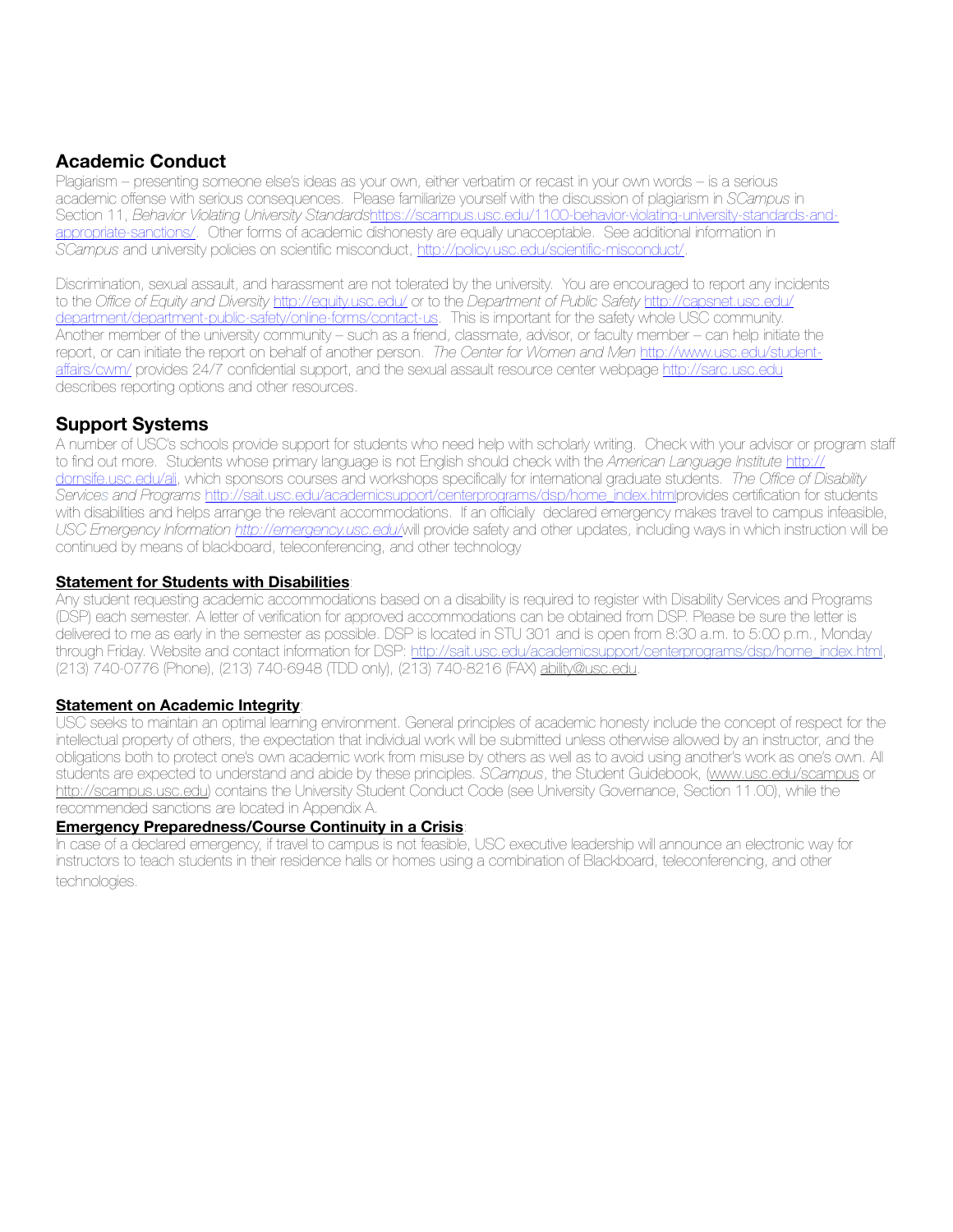## Academic Conduct

Plagiarism – presenting someone else's ideas as your own, either verbatim or recast in your own words – is a serious academic offense with serious consequences. Please familiarize yourself with the discussion of plagiarism in *SCampus* in Section 11, *Behavior Violating University Standards*https://scampus.usc.edu/1100-behavior-violating-university-standards-and-appropriate-sanctions/. Other forms of academic dishonesty are equally unacceptable. See additional information in *SCampus* and university policies on scientific misconduct, http://policy.usc.edu/scientific-misconduct/.

Discrimination, sexual assault, and harassment are not tolerated by the university. You are encouraged to report any incidents to the *Office of Equity and Diversity* http://equity.usc.edu/ or to the *Department of Public Safety* http://capsnet.usc.edu/department/department-public-safety/online-forms/contact-us. This is important for the safety whole USC community. Another member of the university community – such as a friend, classmate, advisor, or faculty member – can help initiate the report, or can initiate the report on behalf of another person. *The Center for Women and Men* http://www.usc.edu/student-affairs/cwm/ provides 24/7 confidential support, and the sexual assault resource center webpage http://sarc.usc.edu describes reporting options and other resources.

## Support Systems

A number of USC's schools provide support for students who need help with scholarly writing. Check with your advisor or program staff to find out more. Students whose primary language is not English should check with the *American Language Institute* http://dornsife.usc.edu/ali, which sponsors courses and workshops specifically for international graduate students. *The Office of Disability Services and Programs* http://sait.usc.edu/academicsupport/centerprograms/dsp/home_index.htmlprovides certification for students with disabilities and helps arrange the relevant accommodations. If an officially declared emergency makes travel to campus infeasible, *USC Emergency Information* *http://emergency.usc.edu/*will provide safety and other updates, including ways in which instruction will be continued by means of blackboard, teleconferencing, and other technology

**Statement for Students with Disabilities**:

Any student requesting academic accommodations based on a disability is required to register with Disability Services and Programs (DSP) each semester. A letter of verification for approved accommodations can be obtained from DSP. Please be sure the letter is delivered to me as early in the semester as possible. DSP is located in STU 301 and is open from 8:30 a.m. to 5:00 p.m., Monday through Friday. Website and contact information for DSP: http://sait.usc.edu/academicsupport/centerprograms/dsp/home_index.html, (213) 740-0776 (Phone), (213) 740-6948 (TDD only), (213) 740-8216 (FAX) ability@usc.edu.

**Statement on Academic Integrity**:

USC seeks to maintain an optimal learning environment. General principles of academic honesty include the concept of respect for the intellectual property of others, the expectation that individual work will be submitted unless otherwise allowed by an instructor, and the obligations both to protect one's own academic work from misuse by others as well as to avoid using another's work as one's own. All students are expected to understand and abide by these principles. *SCampus*, the Student Guidebook, (www.usc.edu/scampus or http://scampus.usc.edu) contains the University Student Conduct Code (see University Governance, Section 11.00), while the recommended sanctions are located in Appendix A.

**Emergency Preparedness/Course Continuity in a Crisis**:

In case of a declared emergency, if travel to campus is not feasible, USC executive leadership will announce an electronic way for instructors to teach students in their residence halls or homes using a combination of Blackboard, teleconferencing, and other technologies.